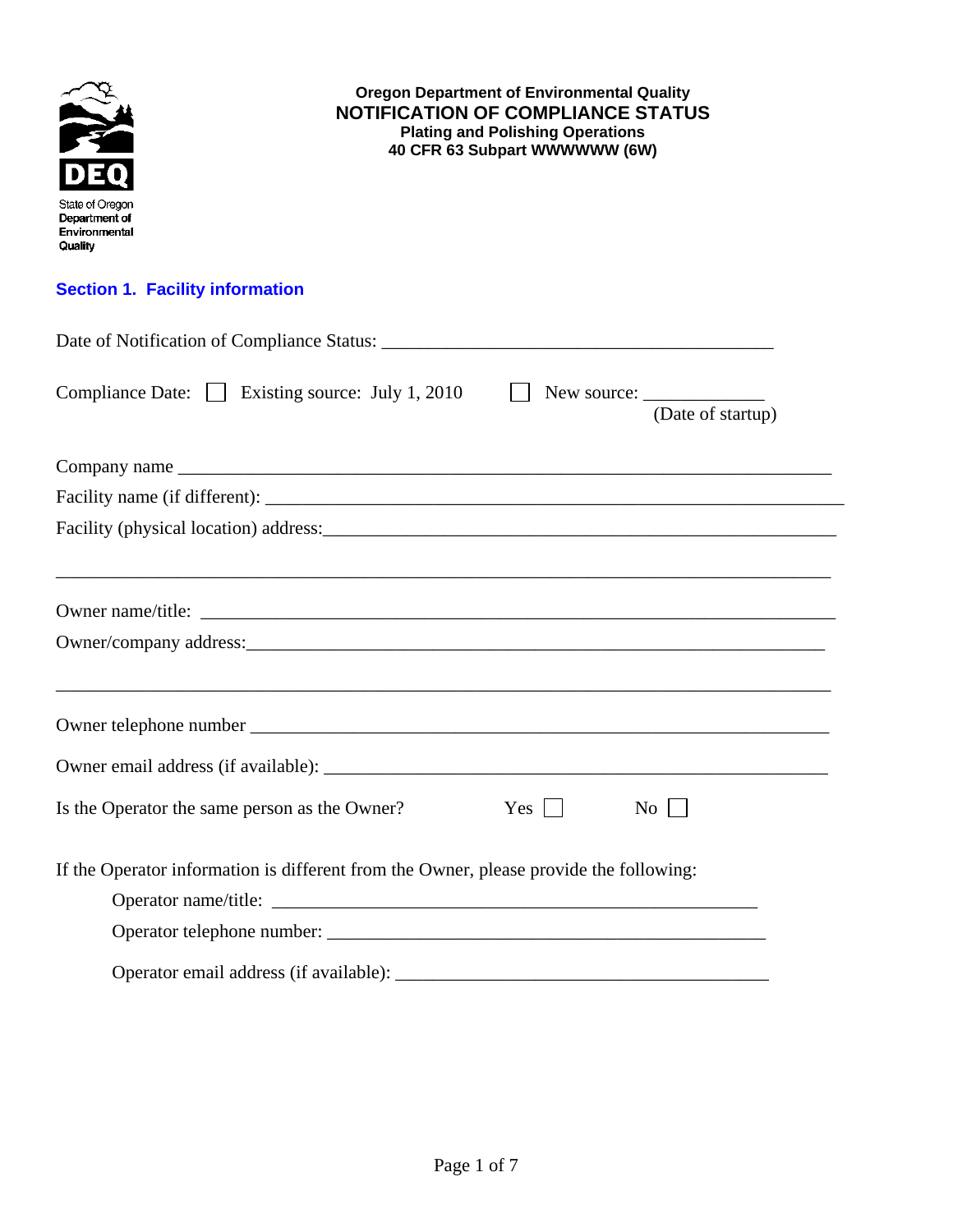State of Oregon Department of Environmental Quality

**Oregon Department of Environmental Quality**

# NOTIFICATION OF COMPLIANCE STATUS

**Plating and Polishing Operations**
**40 CFR 63 Subpart WWWWWW (6W)**

## Section 1. Facility information

Date of Notification of Compliance Status: ___________________________________________

Compliance Date: ☐ Existing source: July 1, 2010 ☐ New source: ____________ (Date of startup)

Company name ______________________________________________________________________

Facility name (if different): ______________________________________________________________

Facility (physical location) address:_________________________________________________________

_____________________________________________________________________________________

Owner name/title: ___________________________________________________________________

Owner/company address:_______________________________________________________________

_____________________________________________________________________________________

Owner telephone number ______________________________________________________________

Owner email address (if available): ______________________________________________________

Is the Operator the same person as the Owner? Yes ☐ No ☐

If the Operator information is different from the Owner, please provide the following:

Operator name/title: ______________________________________________________

Operator telephone number: ________________________________________________

Operator email address (if available): _______________________________________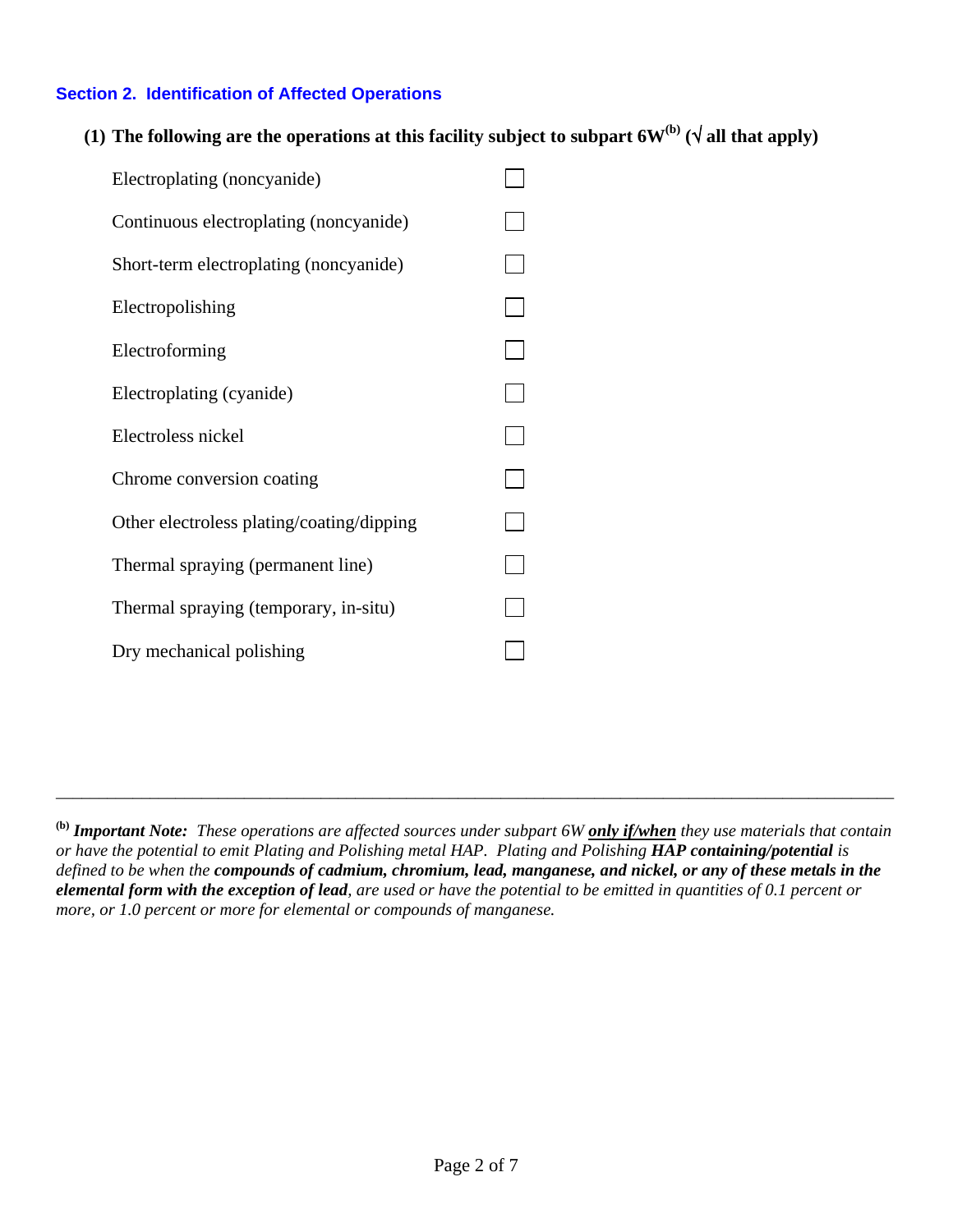## Section 2. Identification of Affected Operations

**(1) The following are the operations at this facility subject to subpart 6W[b] (√ all that apply)**

| Operation | |
|---|---|
| Electroplating (noncyanide) | ☐ |
| Continuous electroplating (noncyanide) | ☐ |
| Short-term electroplating (noncyanide) | ☐ |
| Electropolishing | ☐ |
| Electroforming | ☐ |
| Electroplating (cyanide) | ☐ |
| Electroless nickel | ☐ |
| Chrome conversion coating | ☐ |
| Other electroless plating/coating/dipping | ☐ |
| Thermal spraying (permanent line) | ☐ |
| Thermal spraying (temporary, in-situ) | ☐ |
| Dry mechanical polishing | ☐ |

---

[b] ***Important Note:*** *These operations are affected sources under subpart 6W* ***only if/when*** *they use materials that contain or have the potential to emit Plating and Polishing metal HAP. Plating and Polishing* ***HAP containing/potential*** *is defined to be when the* ***compounds of cadmium, chromium, lead, manganese, and nickel, or any of these metals in the elemental form with the exception of lead****, are used or have the potential to be emitted in quantities of 0.1 percent or more, or 1.0 percent or more for elemental or compounds of manganese.*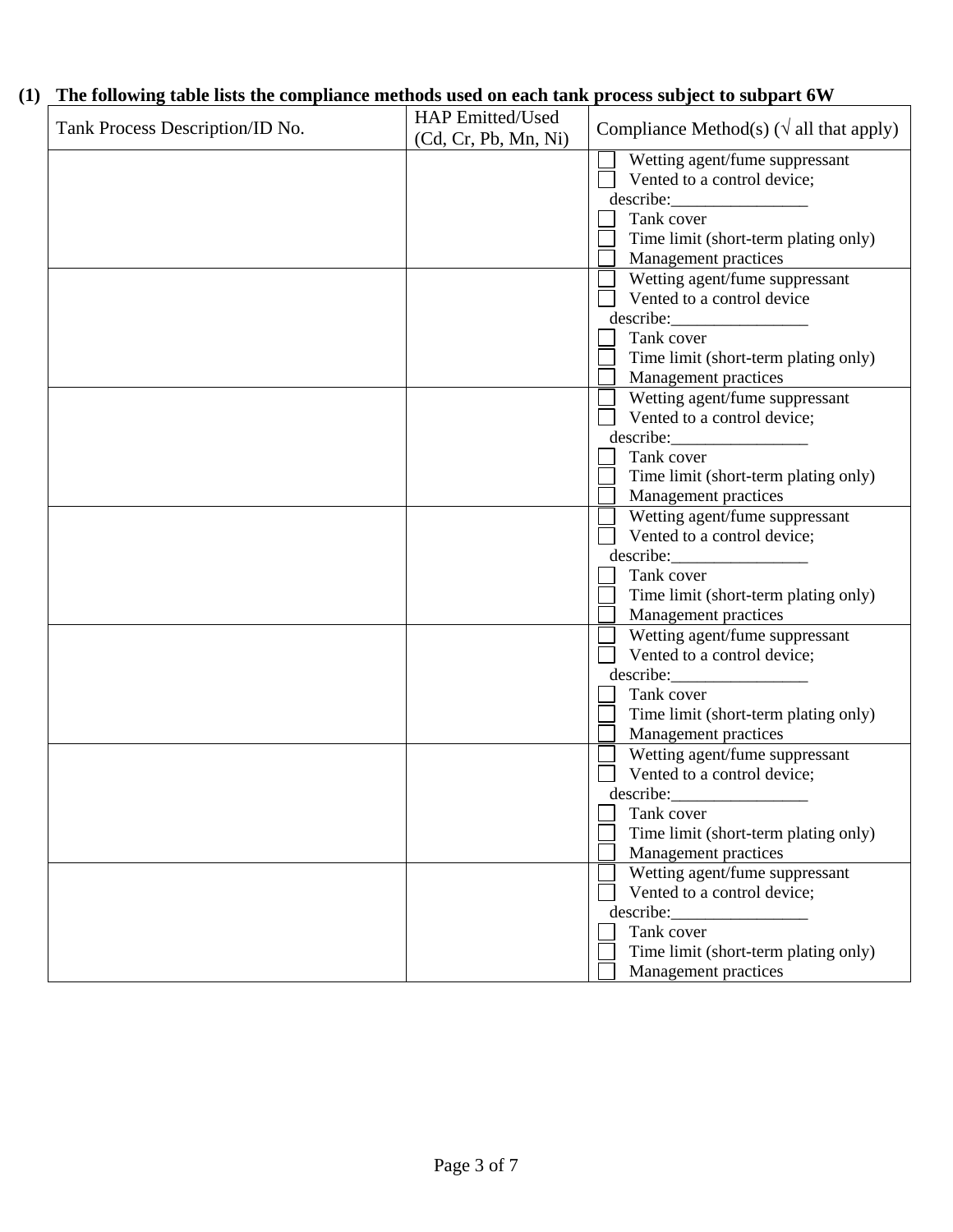**(1) The following table lists the compliance methods used on each tank process subject to subpart 6W**

| Tank Process Description/ID No. | HAP Emitted/Used (Cd, Cr, Pb, Mn, Ni) | Compliance Method(s) (√ all that apply) |
|---|---|---|
| | | ☐ Wetting agent/fume suppressant<br>☐ Vented to a control device; describe:________________<br>☐ Tank cover<br>☐ Time limit (short-term plating only)<br>☐ Management practices |
| | | ☐ Wetting agent/fume suppressant<br>☐ Vented to a control device describe:________________<br>☐ Tank cover<br>☐ Time limit (short-term plating only)<br>☐ Management practices |
| | | ☐ Wetting agent/fume suppressant<br>☐ Vented to a control device; describe:________________<br>☐ Tank cover<br>☐ Time limit (short-term plating only)<br>☐ Management practices |
| | | ☐ Wetting agent/fume suppressant<br>☐ Vented to a control device; describe:________________<br>☐ Tank cover<br>☐ Time limit (short-term plating only)<br>☐ Management practices |
| | | ☐ Wetting agent/fume suppressant<br>☐ Vented to a control device; describe:________________<br>☐ Tank cover<br>☐ Time limit (short-term plating only)<br>☐ Management practices |
| | | ☐ Wetting agent/fume suppressant<br>☐ Vented to a control device; describe:________________<br>☐ Tank cover<br>☐ Time limit (short-term plating only)<br>☐ Management practices |
| | | ☐ Wetting agent/fume suppressant<br>☐ Vented to a control device; describe:________________<br>☐ Tank cover<br>☐ Time limit (short-term plating only)<br>☐ Management practices |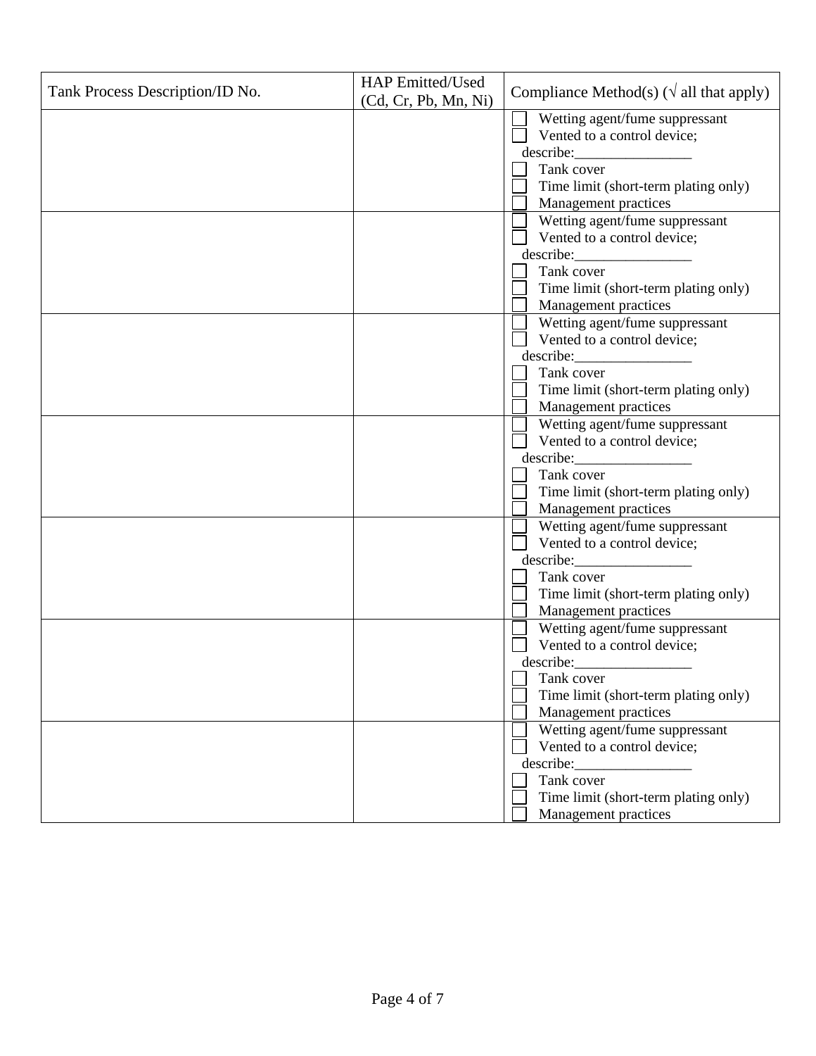| Tank Process Description/ID No. | HAP Emitted/Used (Cd, Cr, Pb, Mn, Ni) | Compliance Method(s) (√ all that apply) |
|---|---|---|
| | | ☐ Wetting agent/fume suppressant<br>☐ Vented to a control device; describe:________________<br>☐ Tank cover<br>☐ Time limit (short-term plating only)<br>☐ Management practices |
| | | ☐ Wetting agent/fume suppressant<br>☐ Vented to a control device; describe:________________<br>☐ Tank cover<br>☐ Time limit (short-term plating only)<br>☐ Management practices |
| | | ☐ Wetting agent/fume suppressant<br>☐ Vented to a control device; describe:________________<br>☐ Tank cover<br>☐ Time limit (short-term plating only)<br>☐ Management practices |
| | | ☐ Wetting agent/fume suppressant<br>☐ Vented to a control device; describe:________________<br>☐ Tank cover<br>☐ Time limit (short-term plating only)<br>☐ Management practices |
| | | ☐ Wetting agent/fume suppressant<br>☐ Vented to a control device; describe:________________<br>☐ Tank cover<br>☐ Time limit (short-term plating only)<br>☐ Management practices |
| | | ☐ Wetting agent/fume suppressant<br>☐ Vented to a control device; describe:________________<br>☐ Tank cover<br>☐ Time limit (short-term plating only)<br>☐ Management practices |
| | | ☐ Wetting agent/fume suppressant<br>☐ Vented to a control device; describe:________________<br>☐ Tank cover<br>☐ Time limit (short-term plating only)<br>☐ Management practices |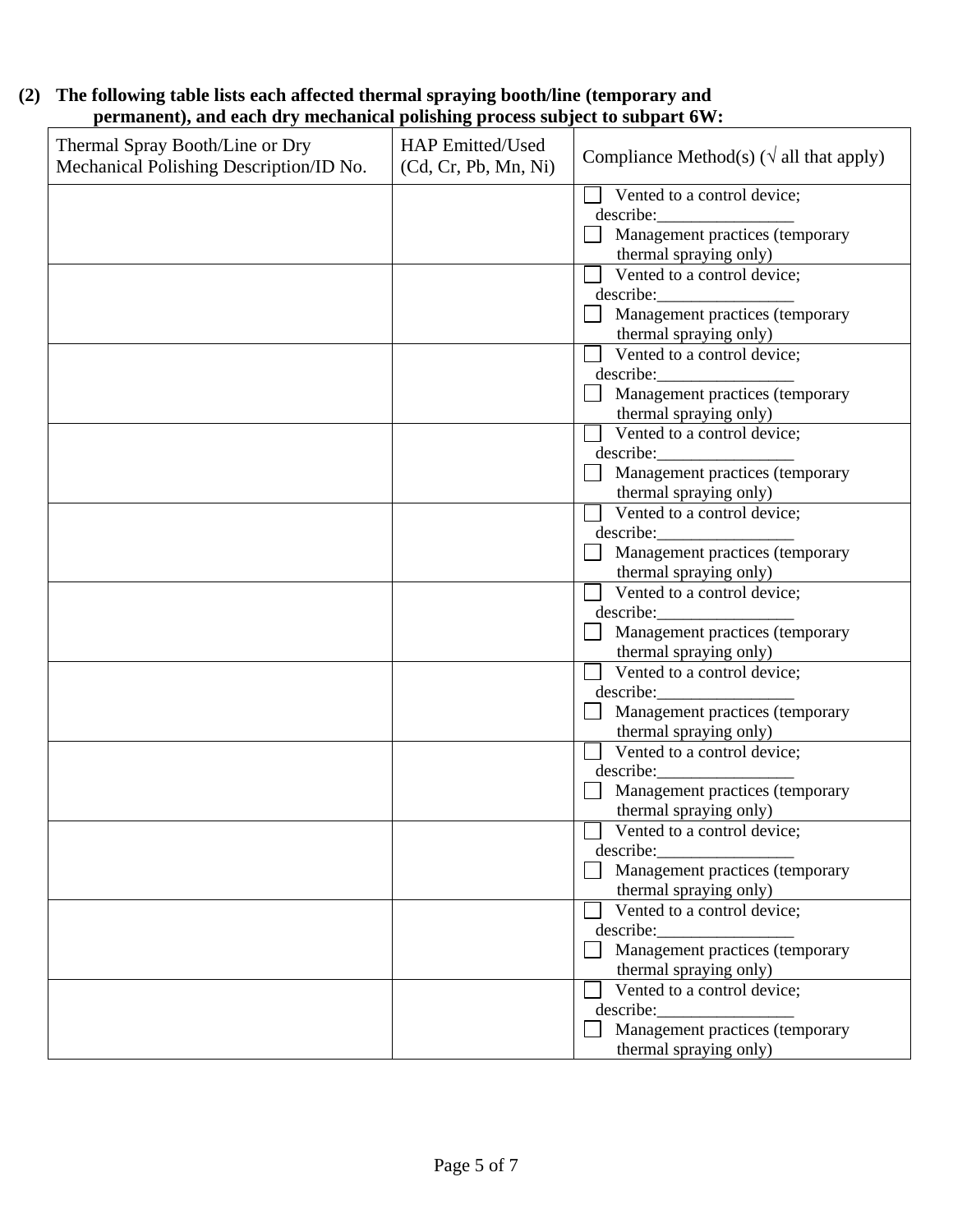**(2) The following table lists each affected thermal spraying booth/line (temporary and permanent), and each dry mechanical polishing process subject to subpart 6W:**

| Thermal Spray Booth/Line or Dry Mechanical Polishing Description/ID No. | HAP Emitted/Used (Cd, Cr, Pb, Mn, Ni) | Compliance Method(s) (√ all that apply) |
|---|---|---|
| | | ☐ Vented to a control device; describe:________________ ☐ Management practices (temporary thermal spraying only) |
| | | ☐ Vented to a control device; describe:________________ ☐ Management practices (temporary thermal spraying only) |
| | | ☐ Vented to a control device; describe:________________ ☐ Management practices (temporary thermal spraying only) |
| | | ☐ Vented to a control device; describe:________________ ☐ Management practices (temporary thermal spraying only) |
| | | ☐ Vented to a control device; describe:________________ ☐ Management practices (temporary thermal spraying only) |
| | | ☐ Vented to a control device; describe:________________ ☐ Management practices (temporary thermal spraying only) |
| | | ☐ Vented to a control device; describe:________________ ☐ Management practices (temporary thermal spraying only) |
| | | ☐ Vented to a control device; describe:________________ ☐ Management practices (temporary thermal spraying only) |
| | | ☐ Vented to a control device; describe:________________ ☐ Management practices (temporary thermal spraying only) |
| | | ☐ Vented to a control device; describe:________________ ☐ Management practices (temporary thermal spraying only) |
| | | ☐ Vented to a control device; describe:________________ ☐ Management practices (temporary thermal spraying only) |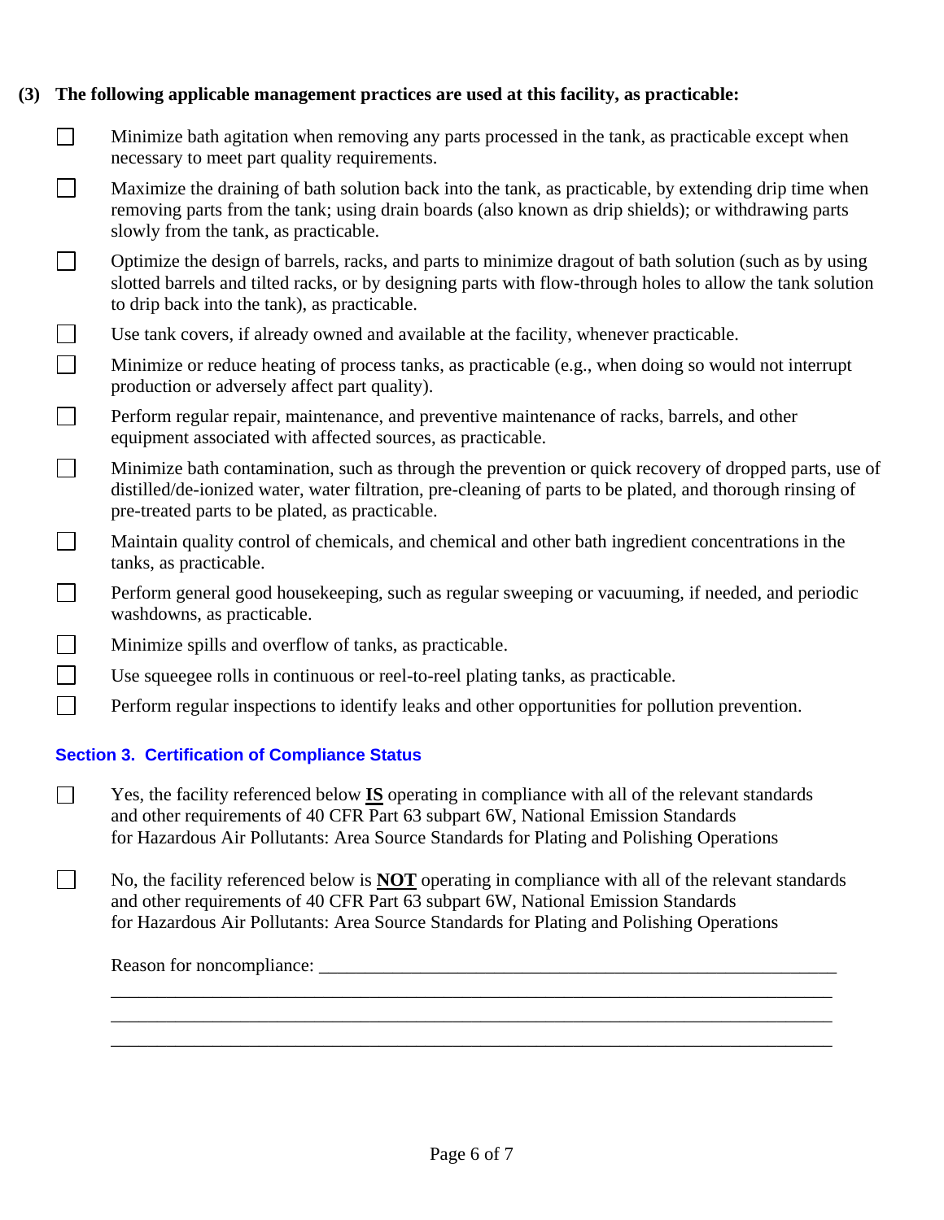**(3) The following applicable management practices are used at this facility, as practicable:**

- ☐ Minimize bath agitation when removing any parts processed in the tank, as practicable except when necessary to meet part quality requirements.
- ☐ Maximize the draining of bath solution back into the tank, as practicable, by extending drip time when removing parts from the tank; using drain boards (also known as drip shields); or withdrawing parts slowly from the tank, as practicable.
- ☐ Optimize the design of barrels, racks, and parts to minimize dragout of bath solution (such as by using slotted barrels and tilted racks, or by designing parts with flow-through holes to allow the tank solution to drip back into the tank), as practicable.
- ☐ Use tank covers, if already owned and available at the facility, whenever practicable.
- ☐ Minimize or reduce heating of process tanks, as practicable (e.g., when doing so would not interrupt production or adversely affect part quality).
- ☐ Perform regular repair, maintenance, and preventive maintenance of racks, barrels, and other equipment associated with affected sources, as practicable.
- ☐ Minimize bath contamination, such as through the prevention or quick recovery of dropped parts, use of distilled/de-ionized water, water filtration, pre-cleaning of parts to be plated, and thorough rinsing of pre-treated parts to be plated, as practicable.
- ☐ Maintain quality control of chemicals, and chemical and other bath ingredient concentrations in the tanks, as practicable.
- ☐ Perform general good housekeeping, such as regular sweeping or vacuuming, if needed, and periodic washdowns, as practicable.
- ☐ Minimize spills and overflow of tanks, as practicable.
- ☐ Use squeegee rolls in continuous or reel-to-reel plating tanks, as practicable.
- ☐ Perform regular inspections to identify leaks and other opportunities for pollution prevention.

## Section 3. Certification of Compliance Status

☐ Yes, the facility referenced below **IS** operating in compliance with all of the relevant standards and other requirements of 40 CFR Part 63 subpart 6W, National Emission Standards for Hazardous Air Pollutants: Area Source Standards for Plating and Polishing Operations

☐ No, the facility referenced below is **NOT** operating in compliance with all of the relevant standards and other requirements of 40 CFR Part 63 subpart 6W, National Emission Standards for Hazardous Air Pollutants: Area Source Standards for Plating and Polishing Operations

Reason for noncompliance: ____________________________________________________________

______________________________________________________________________________

______________________________________________________________________________

______________________________________________________________________________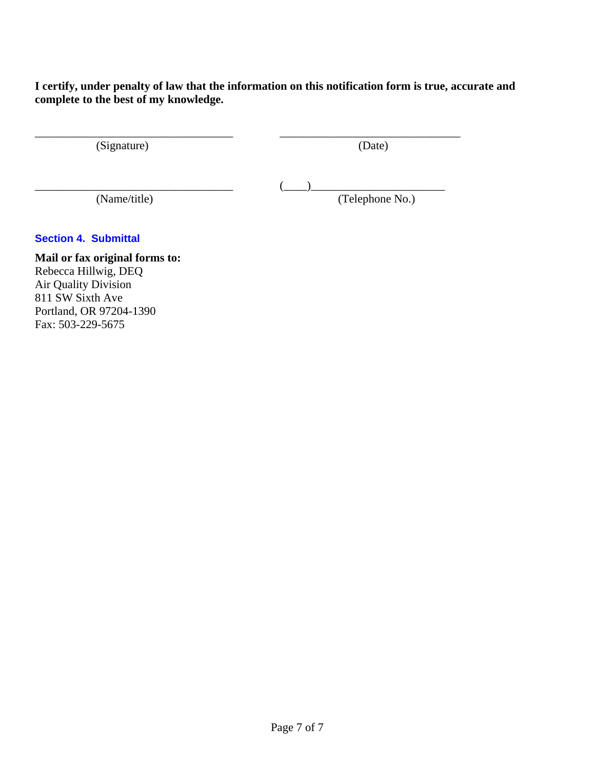**I certify, under penalty of law that the information on this notification form is true, accurate and complete to the best of my knowledge.**

\_\_\_\_\_\_\_\_\_\_\_\_\_\_\_\_\_\_\_\_\_\_\_\_\_\_\_\_\_\_\_\_\_\_ \_\_\_\_\_\_\_\_\_\_\_\_\_\_\_\_\_\_\_\_\_\_\_\_\_\_\_\_\_\_\_\_
(Signature) (Date)

\_\_\_\_\_\_\_\_\_\_\_\_\_\_\_\_\_\_\_\_\_\_\_\_\_\_\_\_\_\_\_\_\_\_ (\_\_\_\_)\_\_\_\_\_\_\_\_\_\_\_\_\_\_\_\_\_\_\_\_\_\_\_
(Name/title) (Telephone No.)

## Section 4. Submittal

**Mail or fax original forms to:**
Rebecca Hillwig, DEQ
Air Quality Division
811 SW Sixth Ave
Portland, OR 97204-1390
Fax: 503-229-5675